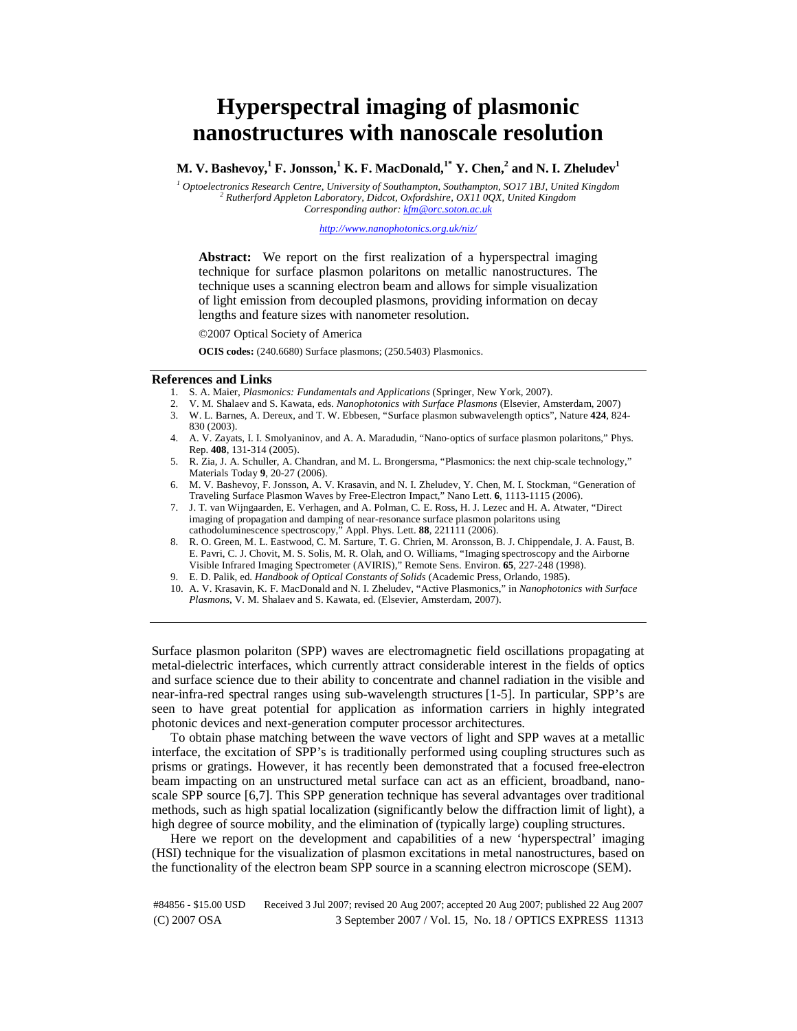# Hyperspectral imaging of plasmonic nanostructures with nanoscale resolution

**M. V. Bashevoy,[1] F. Jonsson,[1] K. F. MacDonald,[1*] Y. Chen,[2] and N. I. Zheludev[1]**

*[1] Optoelectronics Research Centre, University of Southampton, Southampton, SO17 1BJ, United Kingdom*
*[2] Rutherford Appleton Laboratory, Didcot, Oxfordshire, OX11 0QX, United Kingdom*
*Corresponding author: kfm@orc.soton.ac.uk*

*http://www.nanophotonics.org.uk/niz/*

**Abstract:** We report on the first realization of a hyperspectral imaging technique for surface plasmon polaritons on metallic nanostructures. The technique uses a scanning electron beam and allows for simple visualization of light emission from decoupled plasmons, providing information on decay lengths and feature sizes with nanometer resolution.

©2007 Optical Society of America

**OCIS codes:** (240.6680) Surface plasmons; (250.5403) Plasmonics.

## References and Links

1. S. A. Maier, *Plasmonics: Fundamentals and Applications* (Springer, New York, 2007).
2. V. M. Shalaev and S. Kawata, eds. *Nanophotonics with Surface Plasmons* (Elsevier, Amsterdam, 2007)
3. W. L. Barnes, A. Dereux, and T. W. Ebbesen, "Surface plasmon subwavelength optics", Nature **424**, 824-830 (2003).
4. A. V. Zayats, I. I. Smolyaninov, and A. A. Maradudin, "Nano-optics of surface plasmon polaritons," Phys. Rep. **408**, 131-314 (2005).
5. R. Zia, J. A. Schuller, A. Chandran, and M. L. Brongersma, "Plasmonics: the next chip-scale technology," Materials Today **9**, 20-27 (2006).
6. M. V. Bashevoy, F. Jonsson, A. V. Krasavin, and N. I. Zheludev, Y. Chen, M. I. Stockman, "Generation of Traveling Surface Plasmon Waves by Free-Electron Impact," Nano Lett. **6**, 1113-1115 (2006).
7. J. T. van Wijngaarden, E. Verhagen, and A. Polman, C. E. Ross, H. J. Lezec and H. A. Atwater, "Direct imaging of propagation and damping of near-resonance surface plasmon polaritons using cathodoluminescence spectroscopy," Appl. Phys. Lett. **88**, 221111 (2006).
8. R. O. Green, M. L. Eastwood, C. M. Sarture, T. G. Chrien, M. Aronsson, B. J. Chippendale, J. A. Faust, B. E. Pavri, C. J. Chovit, M. S. Solis, M. R. Olah, and O. Williams, "Imaging spectroscopy and the Airborne Visible Infrared Imaging Spectrometer (AVIRIS)," Remote Sens. Environ. **65**, 227-248 (1998).
9. E. D. Palik, ed. *Handbook of Optical Constants of Solids* (Academic Press, Orlando, 1985).
10. A. V. Krasavin, K. F. MacDonald and N. I. Zheludev, "Active Plasmonics," in *Nanophotonics with Surface Plasmons*, V. M. Shalaev and S. Kawata, ed. (Elsevier, Amsterdam, 2007).

Surface plasmon polariton (SPP) waves are electromagnetic field oscillations propagating at metal-dielectric interfaces, which currently attract considerable interest in the fields of optics and surface science due to their ability to concentrate and channel radiation in the visible and near-infra-red spectral ranges using sub-wavelength structures [1-5]. In particular, SPP's are seen to have great potential for application as information carriers in highly integrated photonic devices and next-generation computer processor architectures.

To obtain phase matching between the wave vectors of light and SPP waves at a metallic interface, the excitation of SPP's is traditionally performed using coupling structures such as prisms or gratings. However, it has recently been demonstrated that a focused free-electron beam impacting on an unstructured metal surface can act as an efficient, broadband, nano-scale SPP source [6,7]. This SPP generation technique has several advantages over traditional methods, such as high spatial localization (significantly below the diffraction limit of light), a high degree of source mobility, and the elimination of (typically large) coupling structures.

Here we report on the development and capabilities of a new 'hyperspectral' imaging (HSI) technique for the visualization of plasmon excitations in metal nanostructures, based on the functionality of the electron beam SPP source in a scanning electron microscope (SEM).

#84856 - $15.00 USD Received 3 Jul 2007; revised 20 Aug 2007; accepted 20 Aug 2007; published 22 Aug 2007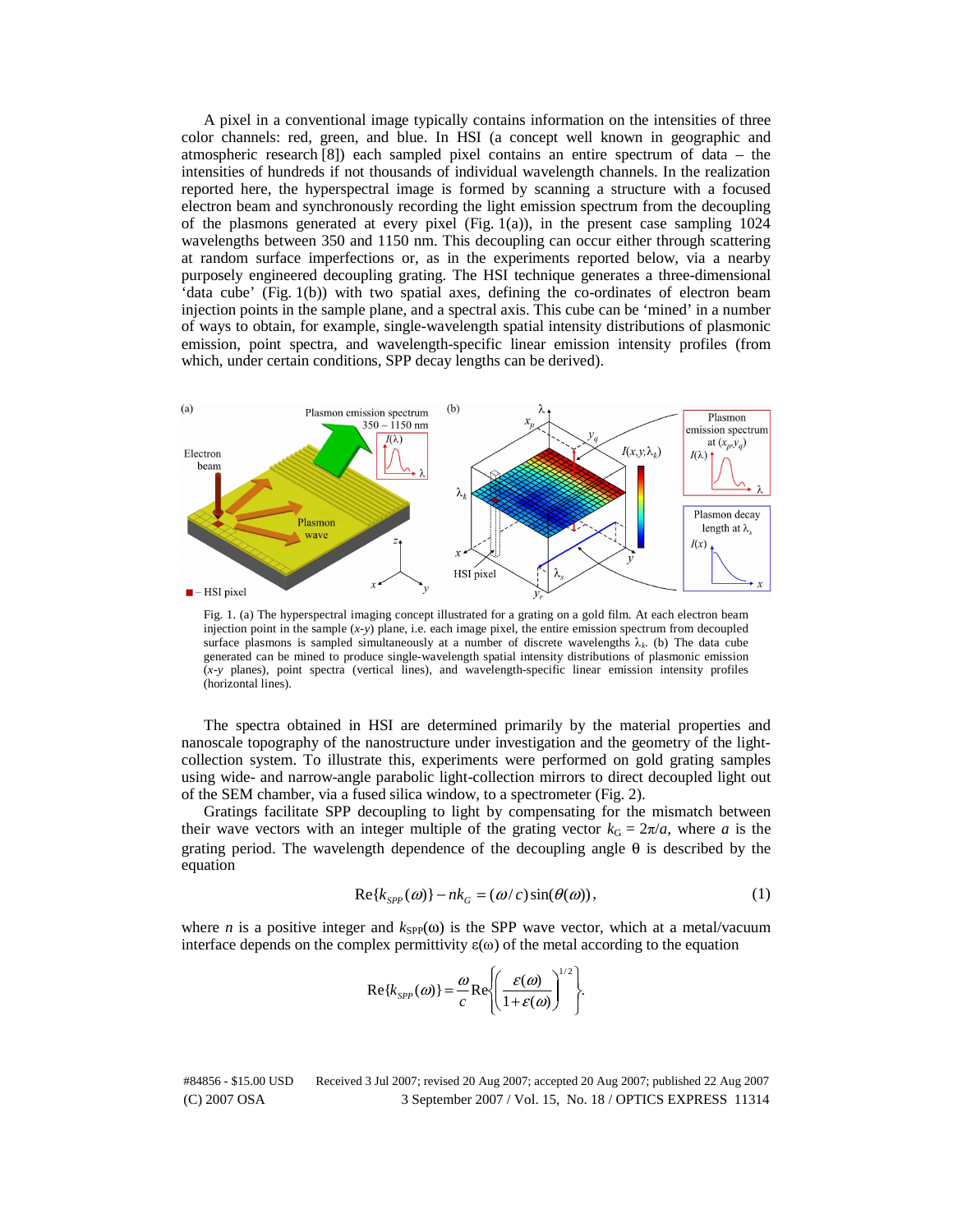A pixel in a conventional image typically contains information on the intensities of three color channels: red, green, and blue. In HSI (a concept well known in geographic and atmospheric research [8]) each sampled pixel contains an entire spectrum of data – the intensities of hundreds if not thousands of individual wavelength channels. In the realization reported here, the hyperspectral image is formed by scanning a structure with a focused electron beam and synchronously recording the light emission spectrum from the decoupling of the plasmons generated at every pixel (Fig. 1(a)), in the present case sampling 1024 wavelengths between 350 and 1150 nm. This decoupling can occur either through scattering at random surface imperfections or, as in the experiments reported below, via a nearby purposely engineered decoupling grating. The HSI technique generates a three-dimensional 'data cube' (Fig. 1(b)) with two spatial axes, defining the co-ordinates of electron beam injection points in the sample plane, and a spectral axis. This cube can be 'mined' in a number of ways to obtain, for example, single-wavelength spatial intensity distributions of plasmonic emission, point spectra, and wavelength-specific linear emission intensity profiles (from which, under certain conditions, SPP decay lengths can be derived).

Fig. 1. (a) The hyperspectral imaging concept illustrated for a grating on a gold film. At each electron beam injection point in the sample ($x$-$y$) plane, i.e. each image pixel, the entire emission spectrum from decoupled surface plasmons is sampled simultaneously at a number of discrete wavelengths $\lambda_k$. (b) The data cube generated can be mined to produce single-wavelength spatial intensity distributions of plasmonic emission ($x$-$y$ planes), point spectra (vertical lines), and wavelength-specific linear emission intensity profiles (horizontal lines).

The spectra obtained in HSI are determined primarily by the material properties and nanoscale topography of the nanostructure under investigation and the geometry of the light-collection system. To illustrate this, experiments were performed on gold grating samples using wide- and narrow-angle parabolic light-collection mirrors to direct decoupled light out of the SEM chamber, via a fused silica window, to a spectrometer (Fig. 2).

Gratings facilitate SPP decoupling to light by compensating for the mismatch between their wave vectors with an integer multiple of the grating vector $k_G = 2\pi/a$, where $a$ is the grating period. The wavelength dependence of the decoupling angle $\theta$ is described by the equation

$$\mathrm{Re}\{k_{SPP}(\omega)\} - nk_G = (\omega/c)\sin(\theta(\omega)), \tag{1}$$

where $n$ is a positive integer and $k_{SPP}(\omega)$ is the SPP wave vector, which at a metal/vacuum interface depends on the complex permittivity $\varepsilon(\omega)$ of the metal according to the equation

$$\mathrm{Re}\{k_{SPP}(\omega)\} = \frac{\omega}{c}\mathrm{Re}\left\{\left(\frac{\varepsilon(\omega)}{1+\varepsilon(\omega)}\right)^{1/2}\right\}.$$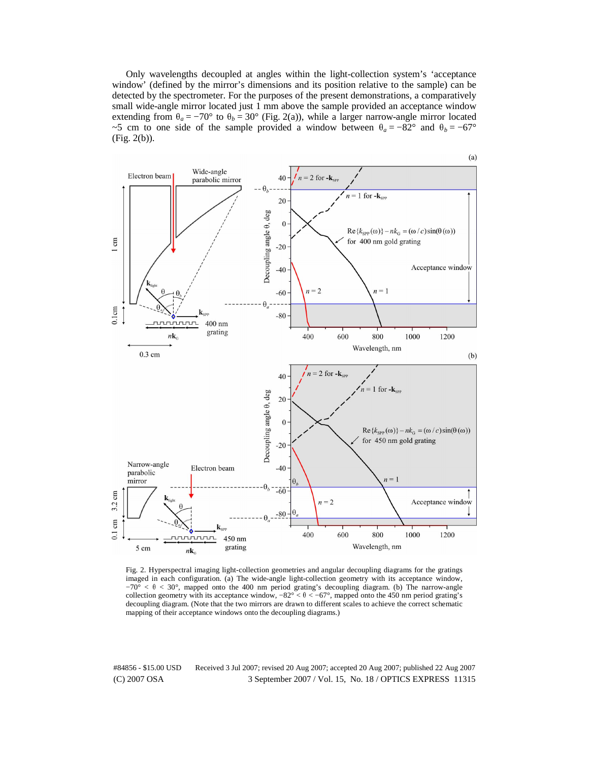Only wavelengths decoupled at angles within the light-collection system's 'acceptance window' (defined by the mirror's dimensions and its position relative to the sample) can be detected by the spectrometer. For the purposes of the present demonstrations, a comparatively small wide-angle mirror located just 1 mm above the sample provided an acceptance window extending from $\theta_a = -70°$ to $\theta_b = 30°$ (Fig. 2(a)), while a larger narrow-angle mirror located ~5 cm to one side of the sample provided a window between $\theta_a = -82°$ and $\theta_b = -67°$ (Fig. 2(b)).

Fig. 2. Hyperspectral imaging light-collection geometries and angular decoupling diagrams for the gratings imaged in each configuration. (a) The wide-angle light-collection geometry with its acceptance window, $-70° < \theta < 30°$, mapped onto the 400 nm period grating's decoupling diagram. (b) The narrow-angle collection geometry with its acceptance window, $-82° < \theta < -67°$, mapped onto the 450 nm period grating's decoupling diagram. (Note that the two mirrors are drawn to different scales to achieve the correct schematic mapping of their acceptance windows onto the decoupling diagrams.)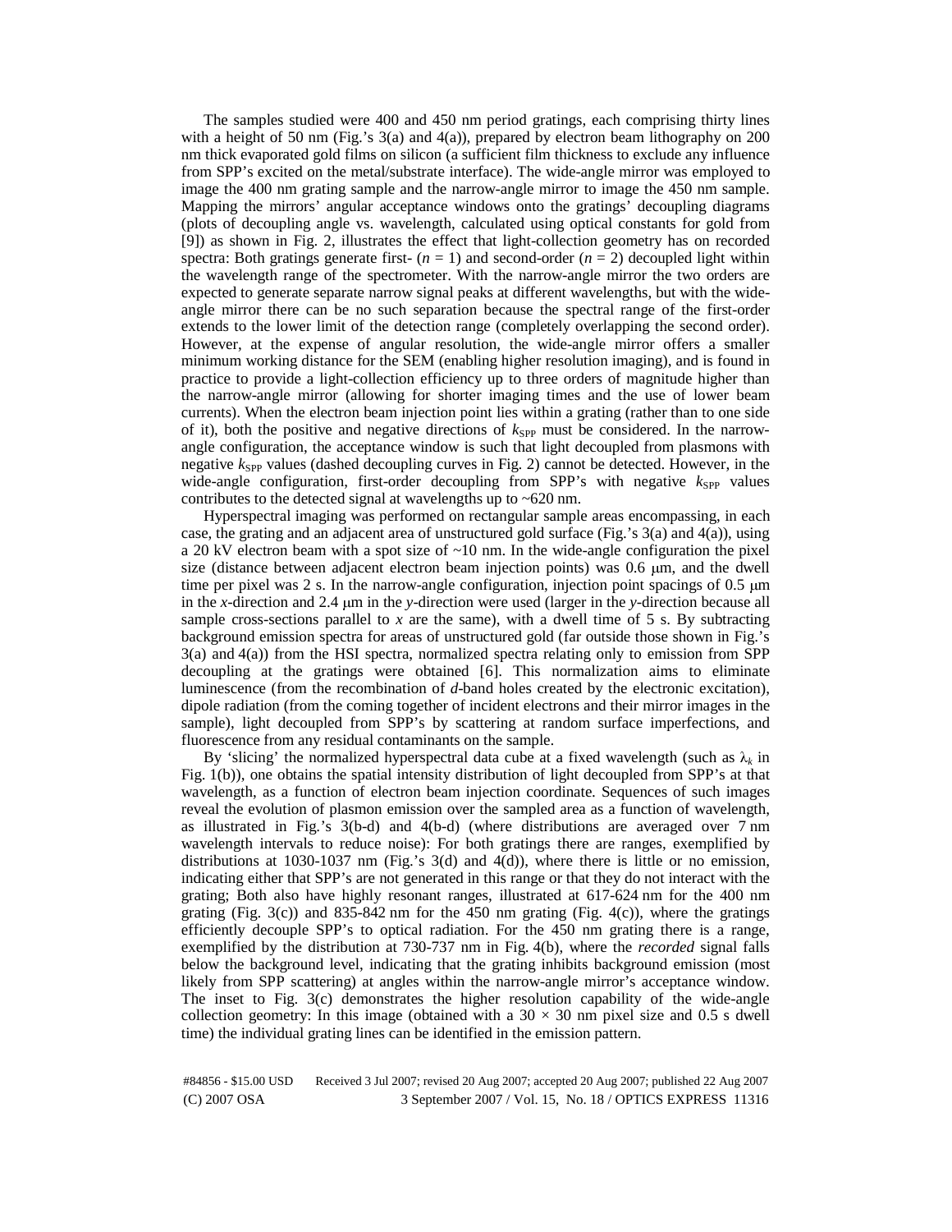The samples studied were 400 and 450 nm period gratings, each comprising thirty lines with a height of 50 nm (Fig.'s 3(a) and 4(a)), prepared by electron beam lithography on 200 nm thick evaporated gold films on silicon (a sufficient film thickness to exclude any influence from SPP's excited on the metal/substrate interface). The wide-angle mirror was employed to image the 400 nm grating sample and the narrow-angle mirror to image the 450 nm sample. Mapping the mirrors' angular acceptance windows onto the gratings' decoupling diagrams (plots of decoupling angle vs. wavelength, calculated using optical constants for gold from [9]) as shown in Fig. 2, illustrates the effect that light-collection geometry has on recorded spectra: Both gratings generate first- ($n = 1$) and second-order ($n = 2$) decoupled light within the wavelength range of the spectrometer. With the narrow-angle mirror the two orders are expected to generate separate narrow signal peaks at different wavelengths, but with the wide-angle mirror there can be no such separation because the spectral range of the first-order extends to the lower limit of the detection range (completely overlapping the second order). However, at the expense of angular resolution, the wide-angle mirror offers a smaller minimum working distance for the SEM (enabling higher resolution imaging), and is found in practice to provide a light-collection efficiency up to three orders of magnitude higher than the narrow-angle mirror (allowing for shorter imaging times and the use of lower beam currents). When the electron beam injection point lies within a grating (rather than to one side of it), both the positive and negative directions of $k_{SPP}$ must be considered. In the narrow-angle configuration, the acceptance window is such that light decoupled from plasmons with negative $k_{SPP}$ values (dashed decoupling curves in Fig. 2) cannot be detected. However, in the wide-angle configuration, first-order decoupling from SPP's with negative $k_{SPP}$ values contributes to the detected signal at wavelengths up to ~620 nm.

Hyperspectral imaging was performed on rectangular gold sample areas encompassing, in each case, the grating and an adjacent area of unstructured gold surface (Fig.'s 3(a) and 4(a)), using a 20 kV electron beam with a spot size of ~10 nm. In the wide-angle configuration the pixel size (distance between adjacent electron beam injection points) was 0.6 μm, and the dwell time per pixel was 2 s. In the narrow-angle configuration, injection point spacings of 0.5 μm in the *x*-direction and 2.4 μm in the *y*-direction were used (larger in the *y*-direction because all sample cross-sections parallel to *x* are the same), with a dwell time of 5 s. By subtracting background emission spectra for areas of unstructured gold (far outside those shown in Fig.'s 3(a) and 4(a)) from the HSI spectra, normalized spectra relating only to emission from SPP decoupling at the gratings were obtained [6]. This normalization aims to eliminate luminescence (from the recombination of *d*-band holes created by the electronic excitation), dipole radiation (from the coming together of incident electrons and their mirror images in the sample), light decoupled from SPP's by scattering at random surface imperfections, and fluorescence from any residual contaminants on the sample.

By 'slicing' the normalized hyperspectral data cube at a fixed wavelength (such as $\lambda_k$ in Fig. 1(b)), one obtains the spatial intensity distribution of light decoupled from SPP's at that wavelength, as a function of electron beam injection coordinate. Sequences of such images reveal the evolution of plasmon emission over the sampled area as a function of wavelength, as illustrated in Fig.'s 3(b-d) and 4(b-d) (where distributions are averaged over 7 nm wavelength intervals to reduce noise): For both gratings there are ranges, exemplified by distributions at 1030-1037 nm (Fig.'s 3(d) and 4(d)), where there is little or no emission, indicating either that SPP's are not generated in this range or that they do not interact with the grating; Both also have highly resonant ranges, illustrated at 617-624 nm for the 400 nm grating (Fig. 3(c)) and 835-842 nm for the 450 nm grating (Fig. 4(c)), where the gratings efficiently decouple SPP's to optical radiation. For the 450 nm grating there is a range, exemplified by the distribution at 730-737 nm in Fig. 4(b), where the *recorded* signal falls below the background level, indicating that the grating inhibits background emission (most likely from SPP scattering) at angles within the narrow-angle mirror's acceptance window. The inset to Fig. 3(c) demonstrates the higher resolution capability of the wide-angle collection geometry: In this image (obtained with a 30 × 30 nm pixel size and 0.5 s dwell time) the individual grating lines can be identified in the emission pattern.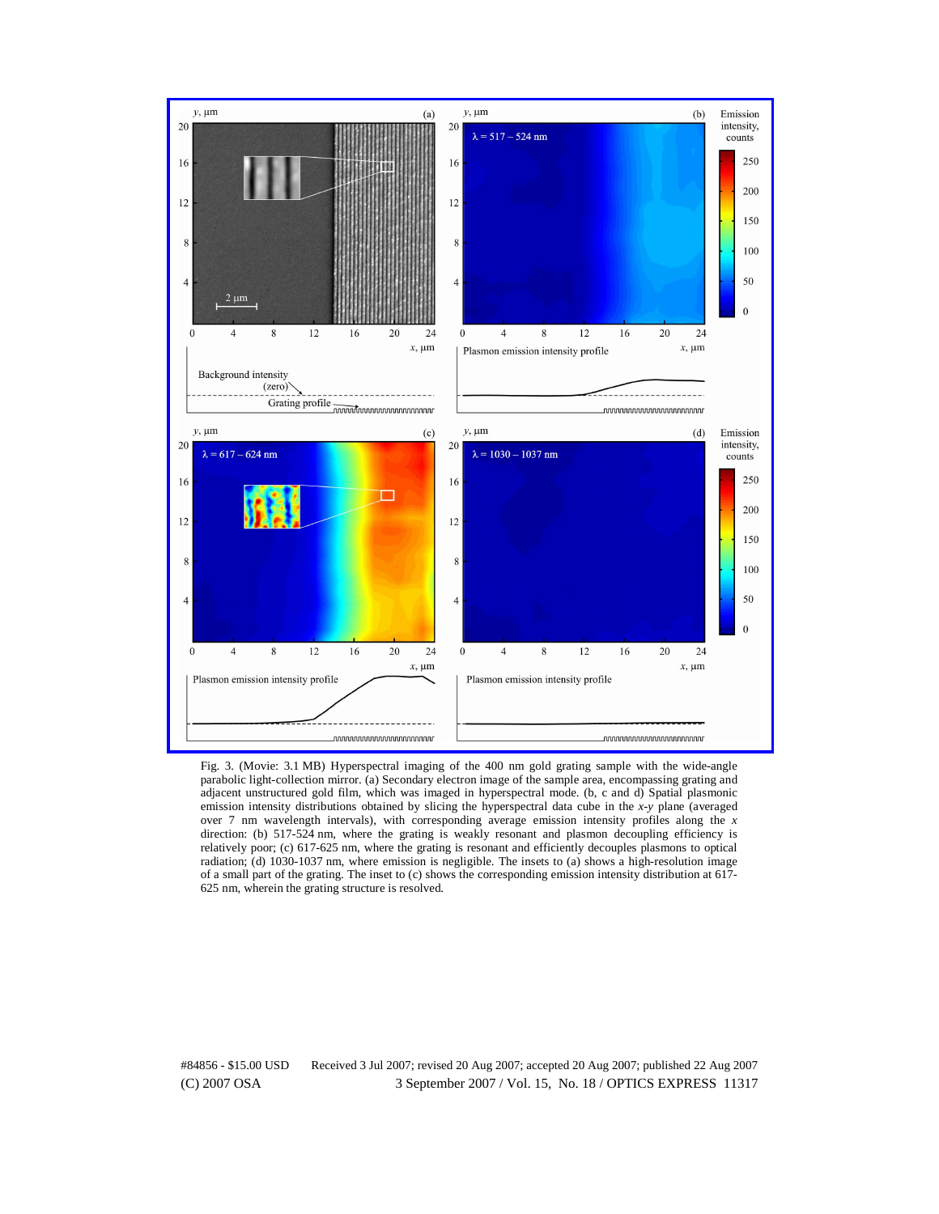Fig. 3. (Movie: 3.1 MB) Hyperspectral imaging of the 400 nm gold grating sample with the wide-angle parabolic light-collection mirror. (a) Secondary electron image of the sample area, encompassing grating and adjacent unstructured gold film, which was imaged in hyperspectral mode. (b, c and d) Spatial plasmonic emission intensity distributions obtained by slicing the hyperspectral data cube in the *x*-*y* plane (averaged over 7 nm wavelength intervals), with corresponding average emission intensity profiles along the *x* direction: (b) 517-524 nm, where the grating is weakly resonant and plasmon decoupling efficiency is relatively poor; (c) 617-625 nm, where the grating is resonant and efficiently decouples plasmons to optical radiation; (d) 1030-1037 nm, where emission is negligible. The insets to (a) shows a high-resolution image of a small part of the grating. The inset to (c) shows the corresponding emission intensity distribution at 617-625 nm, wherein the grating structure is resolved.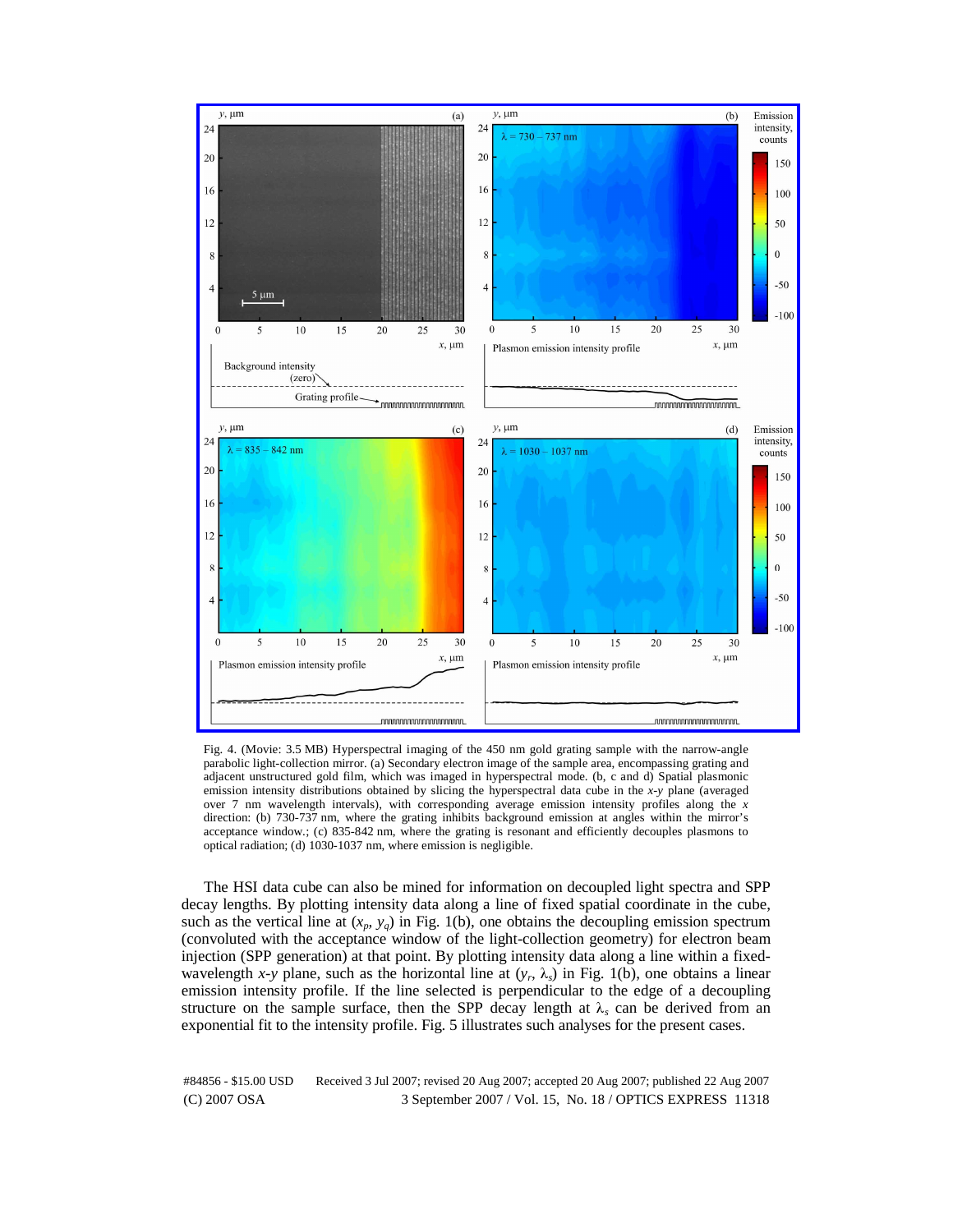Fig. 4. (Movie: 3.5 MB) Hyperspectral imaging of the 450 nm gold grating sample with the narrow-angle parabolic light-collection mirror. (a) Secondary electron image of the sample area, encompassing grating and adjacent unstructured gold film, which was imaged in hyperspectral mode. (b, c and d) Spatial plasmonic emission intensity distributions obtained by slicing the hyperspectral data cube in the $x$-$y$ plane (averaged over 7 nm wavelength intervals), with corresponding average emission intensity profiles along the $x$ direction: (b) 730-737 nm, where the grating inhibits background emission at angles within the mirror's acceptance window.; (c) 835-842 nm, where the grating is resonant and efficiently decouples plasmons to optical radiation; (d) 1030-1037 nm, where emission is negligible.

The HSI data cube can also be mined for information on decoupled light spectra and SPP decay lengths. By plotting intensity data along a line of fixed spatial coordinate in the cube, such as the vertical line at ($x_p$, $y_q$) in Fig. 1(b), one obtains the decoupling emission spectrum (convoluted with the acceptance window of the light-collection geometry) for electron beam injection (SPP generation) at that point. By plotting intensity data along a line within a fixed-wavelength $x$-$y$ plane, such as the horizontal line at ($y_r$, $\lambda_s$) in Fig. 1(b), one obtains a linear emission intensity profile. If the line selected is perpendicular to the edge of a decoupling structure on the sample surface, then the SPP decay length at $\lambda_s$ can be derived from an exponential fit to the intensity profile. Fig. 5 illustrates such analyses for the present cases.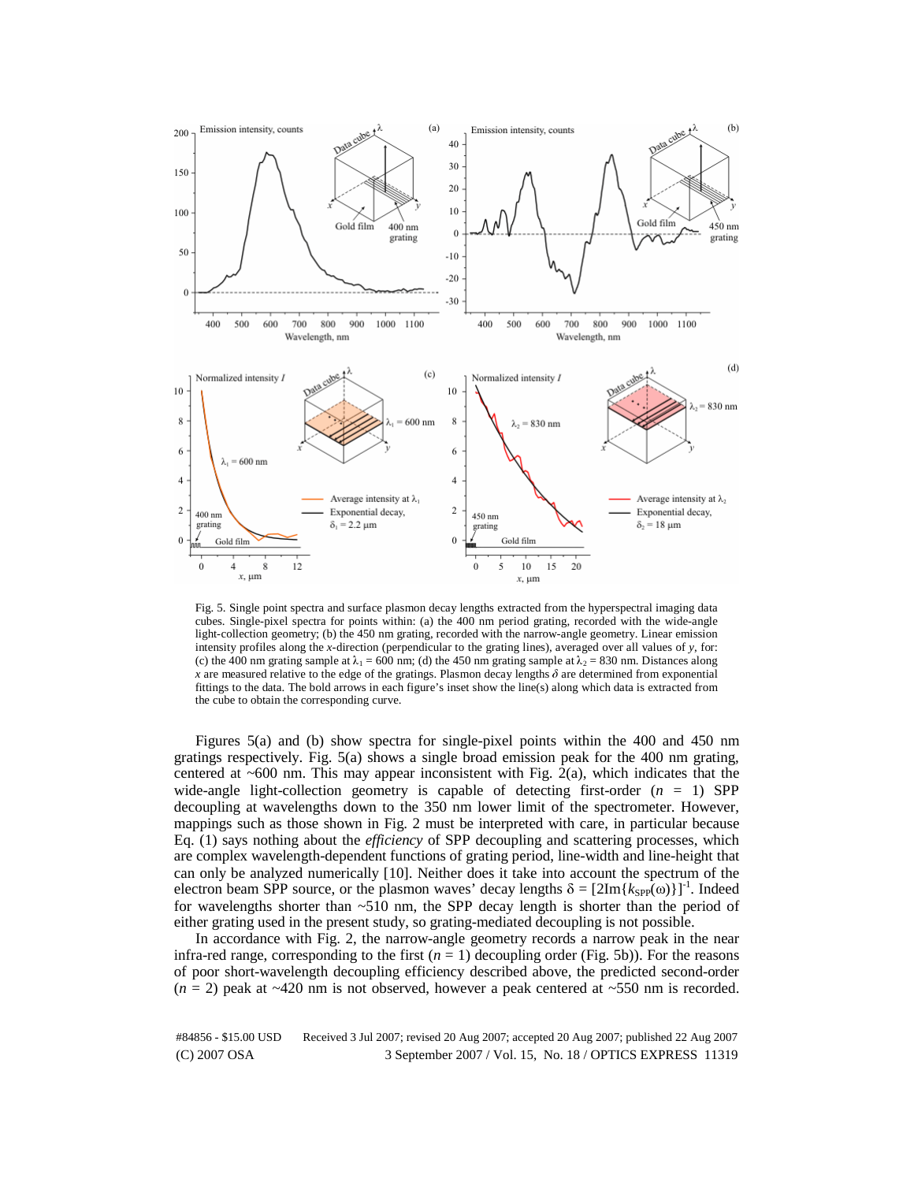Fig. 5. Single point spectra and surface plasmon decay lengths extracted from the hyperspectral imaging data cubes. Single-pixel spectra for points within: (a) the 400 nm period grating, recorded with the wide-angle light-collection geometry; (b) the 450 nm grating, recorded with the narrow-angle geometry. Linear emission intensity profiles along the $x$-direction (perpendicular to the grating lines), averaged over all values of $y$, for: (c) the 400 nm grating sample at $\lambda_1 = 600$ nm; (d) the 450 nm grating sample at $\lambda_2 = 830$ nm. Distances along $x$ are measured relative to the edge of the gratings. Plasmon decay lengths $\delta$ are determined from exponential fittings to the data. The bold arrows in each figure's inset show the line(s) along which data is extracted from the cube to obtain the corresponding curve.

Figures 5(a) and (b) show spectra for single-pixel points within the 400 and 450 nm gratings respectively. Fig. 5(a) shows a single broad emission peak for the 400 nm grating, centered at ~600 nm. This may appear inconsistent with Fig. 2(a), which indicates that the wide-angle light-collection geometry is capable of detecting first-order ($n = 1$) SPP decoupling at wavelengths down to the 350 nm lower limit of the spectrometer. However, mappings such as those shown in Fig. 2 must be interpreted with care, in particular because Eq. (1) says nothing about the *efficiency* of SPP decoupling and scattering processes, which are complex wavelength-dependent functions of grating period, line-width and line-height that can only be analyzed numerically [10]. Neither does it take into account the spectrum of the electron beam SPP source, or the plasmon waves' decay lengths $\delta = [2\mathrm{Im}\{k_{SPP}(\omega)\}]^{-1}$. Indeed for wavelengths shorter than ~510 nm, the SPP decay length is shorter than the period of either grating used in the present study, so grating-mediated decoupling is not possible.

In accordance with Fig. 2, the narrow-angle geometry records a narrow peak in the near infra-red range, corresponding to the first ($n = 1$) decoupling order (Fig. 5b)). For the reasons of poor short-wavelength decoupling efficiency described above, the predicted second-order ($n = 2$) peak at ~420 nm is not observed, however a peak centered at ~550 nm is recorded.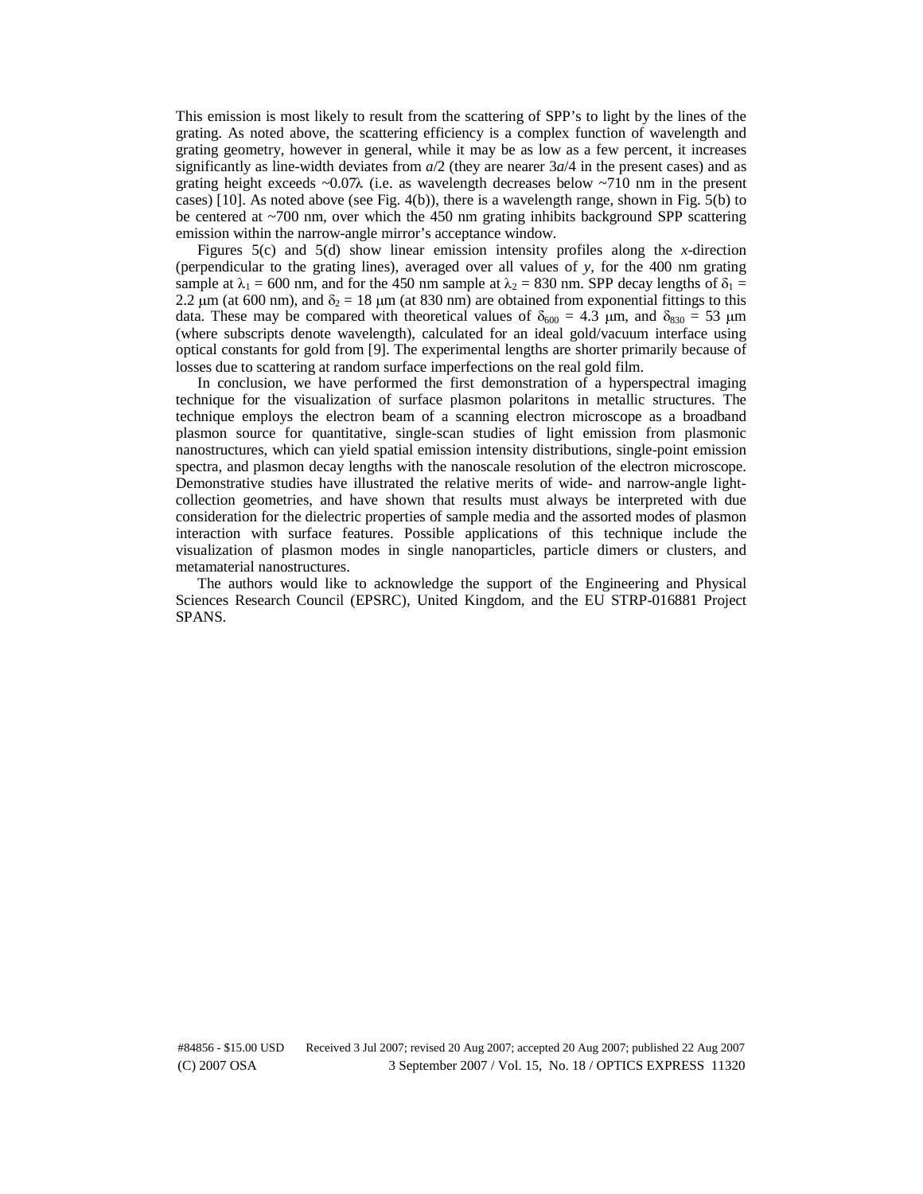This emission is most likely to result from the scattering of SPP's to light by the lines of the grating. As noted above, the scattering efficiency is a complex function of wavelength and grating geometry, however in general, while it may be as low as a few percent, it increases significantly as line-width deviates from $a/2$ (they are nearer $3a/4$ in the present cases) and as grating height exceeds ~$0.07\lambda$ (i.e. as wavelength decreases below ~710 nm in the present cases) [10]. As noted above (see Fig. 4(b)), there is a wavelength range, shown in Fig. 5(b) to be centered at ~700 nm, over which the 450 nm grating inhibits background SPP scattering emission within the narrow-angle mirror's acceptance window.

Figures 5(c) and 5(d) show linear emission intensity profiles along the *x*-direction (perpendicular to the grating lines), averaged over all values of *y*, for the 400 nm grating sample at $\lambda_1 = 600$ nm, and for the 450 nm sample at $\lambda_2 = 830$ nm. SPP decay lengths of $\delta_1 = 2.2$ μm (at 600 nm), and $\delta_2 = 18$ μm (at 830 nm) are obtained from exponential fittings to this data. These may be compared with theoretical values of $\delta_{600} = 4.3$ μm, and $\delta_{830} = 53$ μm (where subscripts denote wavelength), calculated for an ideal gold/vacuum interface using optical constants for gold from [9]. The experimental lengths are shorter primarily because of losses due to scattering at random surface imperfections on the real gold film.

In conclusion, we have performed the first demonstration of a hyperspectral imaging technique for the visualization of surface plasmon polaritons in metallic structures. The technique employs the electron beam of a scanning electron microscope as a broadband plasmon source for quantitative, single-scan studies of light emission from plasmonic nanostructures, which can yield spatial emission intensity distributions, single-point emission spectra, and plasmon decay lengths with the nanoscale resolution of the electron microscope. Demonstrative studies have illustrated the relative merits of wide- and narrow-angle light-collection geometries, and have shown that results must always be interpreted with due consideration for the dielectric properties of sample media and the assorted modes of plasmon interaction with surface features. Possible applications of this technique include the visualization of plasmon modes in single nanoparticles, particle dimers or clusters, and metamaterial nanostructures.

The authors would like to acknowledge the support of the Engineering and Physical Sciences Research Council (EPSRC), United Kingdom, and the EU STRP-016881 Project SPANS.